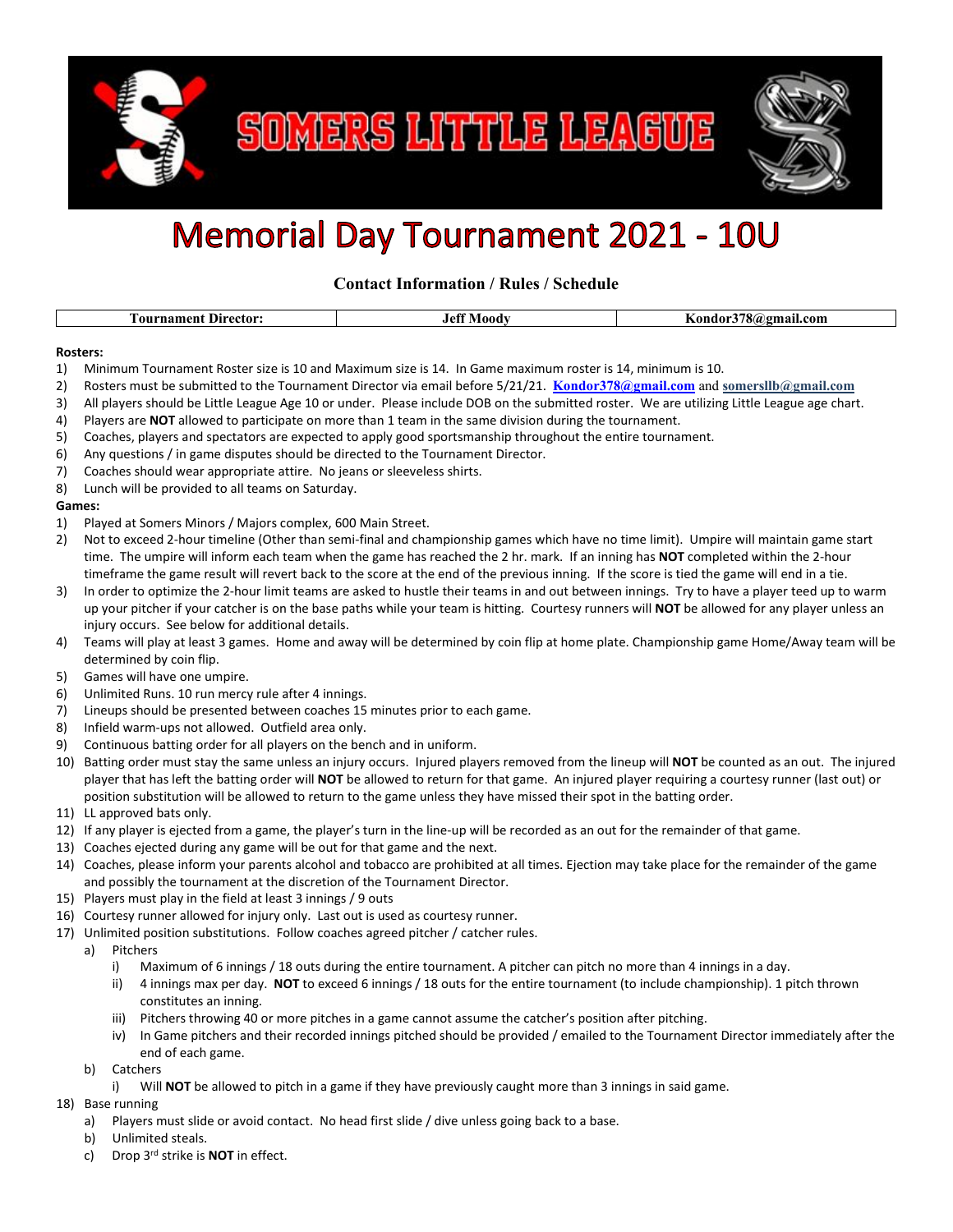# SOMERS LITTLE LEAGUE

# Memorial Day Tournament 2021 - 10U

## Contact Information / Rules / Schedule

| Tournament Director: | Jeff Moody | Kondor378@gmail.com |
|---|---|---|

**Rosters:**

1) Minimum Tournament Roster size is 10 and Maximum size is 14. In Game maximum roster is 14, minimum is 10.
2) Rosters must be submitted to the Tournament Director via email before 5/21/21. **Kondor378@gmail.com** and **somerssllb@gmail.com**
3) All players should be Little League Age 10 or under. Please include DOB on the submitted roster. We are utilizing Little League age chart.
4) Players are **NOT** allowed to participate on more than 1 team in the same division during the tournament.
5) Coaches, players and spectators are expected to apply good sportsmanship throughout the entire tournament.
6) Any questions / in game disputes should be directed to the Tournament Director.
7) Coaches should wear appropriate attire. No jeans or sleeveless shirts.
8) Lunch will be provided to all teams on Saturday.

**Games:**

1) Played at Somers Minors / Majors complex, 600 Main Street.
2) Not to exceed 2-hour timeline (Other than semi-final and championship games which have no time limit). Umpire will maintain game start time. The umpire will inform each team when the game has reached the 2 hr. mark. If an inning has **NOT** completed within the 2-hour timeframe the game result will revert back to the score at the end of the previous inning. If the score is tied the game will end in a tie.
3) In order to optimize the 2-hour limit teams are asked to hustle their teams in and out between innings. Try to have a player teed up to warm up your pitcher if your catcher is on the base paths while your team is hitting. Courtesy runners will **NOT** be allowed for any player unless an injury occurs. See below for additional details.
4) Teams will play at least 3 games. Home and away will be determined by coin flip at home plate. Championship game Home/Away team will be determined by coin flip.
5) Games will have one umpire.
6) Unlimited Runs. 10 run mercy rule after 4 innings.
7) Lineups should be presented between coaches 15 minutes prior to each game.
8) Infield warm-ups not allowed. Outfield area only.
9) Continuous batting order for all players on the bench and in uniform.
10) Batting order must stay the same unless an injury occurs. Injured players removed from the lineup will **NOT** be counted as an out. The injured player that has left the batting order will **NOT** be allowed to return for that game. An injured player requiring a courtesy runner (last out) or position substitution will be allowed to return to the game unless they have missed their spot in the batting order.
11) LL approved bats only.
12) If any player is ejected from a game, the player's turn in the line-up will be recorded as an out for the remainder of that game.
13) Coaches ejected during any game will be out for that game and the next.
14) Coaches, please inform your parents alcohol and tobacco are prohibited at all times. Ejection may take place for the remainder of the game and possibly the tournament at the discretion of the Tournament Director.
15) Players must play in the field at least 3 innings / 9 outs
16) Courtesy runner allowed for injury only. Last out is used as courtesy runner.
17) Unlimited position substitutions. Follow coaches agreed pitcher / catcher rules.
    a) Pitchers
        i) Maximum of 6 innings / 18 outs during the entire tournament. A pitcher can pitch no more than 4 innings in a day.
        ii) 4 innings max per day. **NOT** to exceed 6 innings / 18 outs for the entire tournament (to include championship). 1 pitch thrown constitutes an inning.
        iii) Pitchers throwing 40 or more pitches in a game cannot assume the catcher's position after pitching.
        iv) In Game pitchers and their recorded innings pitched should be provided / emailed to the Tournament Director immediately after the end of each game.
    b) Catchers
        i) Will **NOT** be allowed to pitch in a game if they have previously caught more than 3 innings in said game.
18) Base running
    a) Players must slide or avoid contact. No head first slide / dive unless going back to a base.
    b) Unlimited steals.
    c) Drop 3rd strike is **NOT** in effect.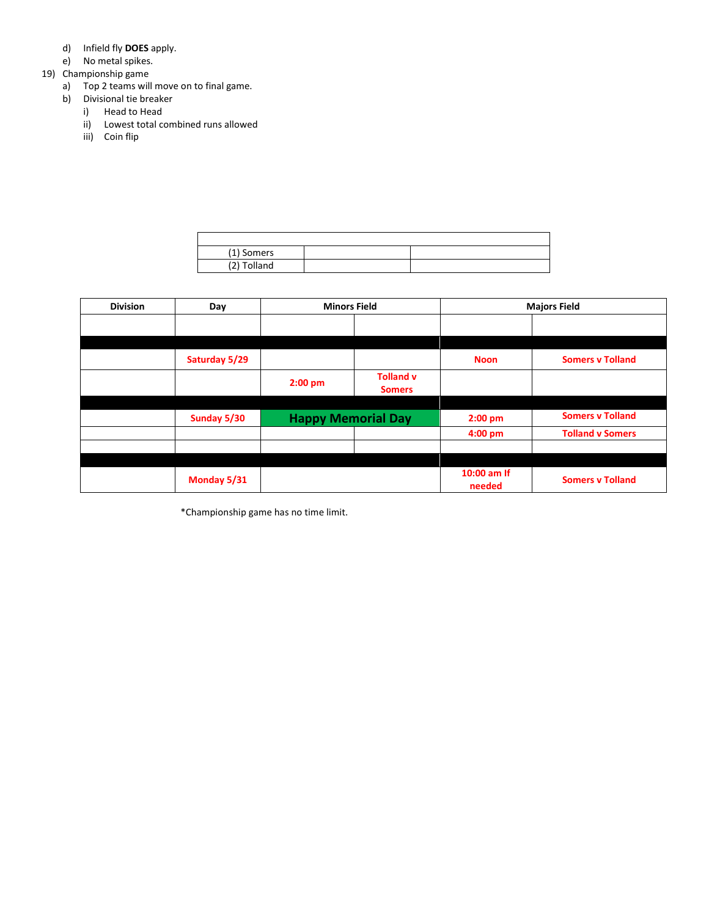d) Infield fly **DOES** apply.
e) No metal spikes.

19) Championship game
   a) Top 2 teams will move on to final game.
   b) Divisional tie breaker
      i) Head to Head
      ii) Lowest total combined runs allowed
      iii) Coin flip

| | | |
|---|---|---|
| (1) Somers | | |
| (2) Tolland | | |

| Division | Day | Minors Field | | Majors Field | |
|---|---|---|---|---|---|
| | | | | | |
| | | | | | |
| | Saturday 5/29 | | | Noon | Somers v Tolland |
| | | 2:00 pm | Tolland v Somers | | |
| | | | | | |
| | Sunday 5/30 | Happy Memorial Day | | 2:00 pm | Somers v Tolland |
| | | | | 4:00 pm | Tolland v Somers |
| | | | | | |
| | | | | | |
| | Monday 5/31 | | | 10:00 am If needed | Somers v Tolland |

*Championship game has no time limit.